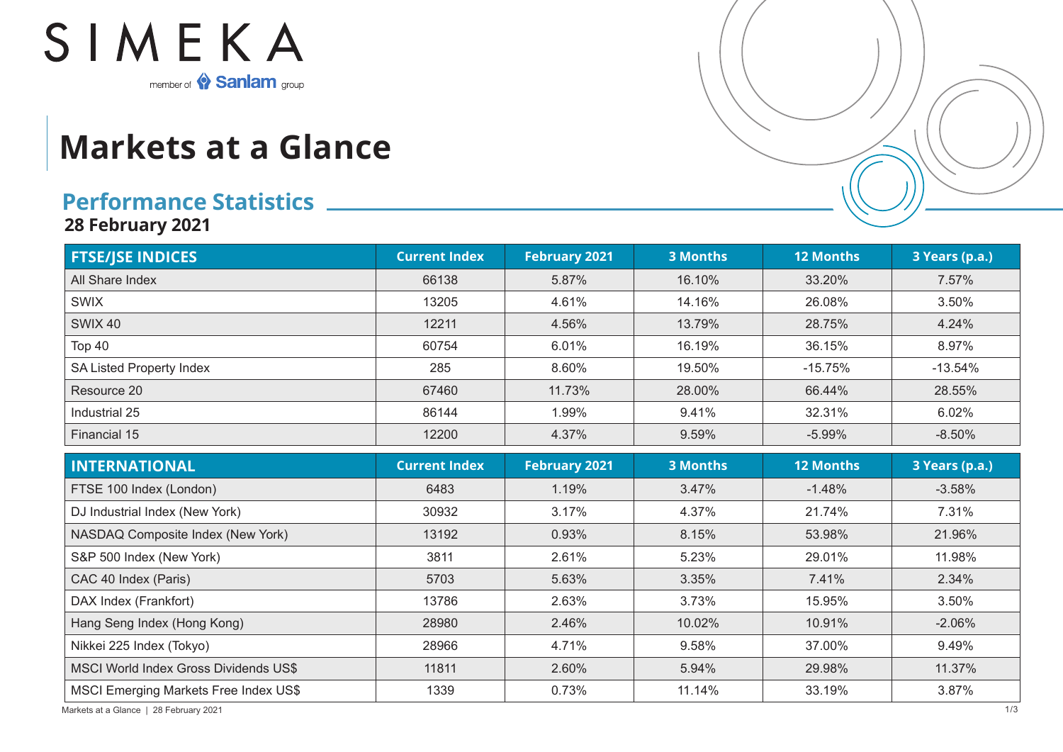SIMEKA

member of Sanlam group

# Markets at a Glance

## Performance Statistics

**28 February 2021**

| FTSE/JSE INDICES | Current Index | February 2021 | 3 Months | 12 Months | 3 Years (p.a.) |
|---|---|---|---|---|---|
| All Share Index | 66138 | 5.87% | 16.10% | 33.20% | 7.57% |
| SWIX | 13205 | 4.61% | 14.16% | 26.08% | 3.50% |
| SWIX 40 | 12211 | 4.56% | 13.79% | 28.75% | 4.24% |
| Top 40 | 60754 | 6.01% | 16.19% | 36.15% | 8.97% |
| SA Listed Property Index | 285 | 8.60% | 19.50% | -15.75% | -13.54% |
| Resource 20 | 67460 | 11.73% | 28.00% | 66.44% | 28.55% |
| Industrial 25 | 86144 | 1.99% | 9.41% | 32.31% | 6.02% |
| Financial 15 | 12200 | 4.37% | 9.59% | -5.99% | -8.50% |

| INTERNATIONAL | Current Index | February 2021 | 3 Months | 12 Months | 3 Years (p.a.) |
|---|---|---|---|---|---|
| FTSE 100 Index (London) | 6483 | 1.19% | 3.47% | -1.48% | -3.58% |
| DJ Industrial Index (New York) | 30932 | 3.17% | 4.37% | 21.74% | 7.31% |
| NASDAQ Composite Index (New York) | 13192 | 0.93% | 8.15% | 53.98% | 21.96% |
| S&P 500 Index (New York) | 3811 | 2.61% | 5.23% | 29.01% | 11.98% |
| CAC 40 Index (Paris) | 5703 | 5.63% | 3.35% | 7.41% | 2.34% |
| DAX Index (Frankfort) | 13786 | 2.63% | 3.73% | 15.95% | 3.50% |
| Hang Seng Index (Hong Kong) | 28980 | 2.46% | 10.02% | 10.91% | -2.06% |
| Nikkei 225 Index (Tokyo) | 28966 | 4.71% | 9.58% | 37.00% | 9.49% |
| MSCI World Index Gross Dividends US$ | 11811 | 2.60% | 5.94% | 29.98% | 11.37% |
| MSCI Emerging Markets Free Index US$ | 1339 | 0.73% | 11.14% | 33.19% | 3.87% |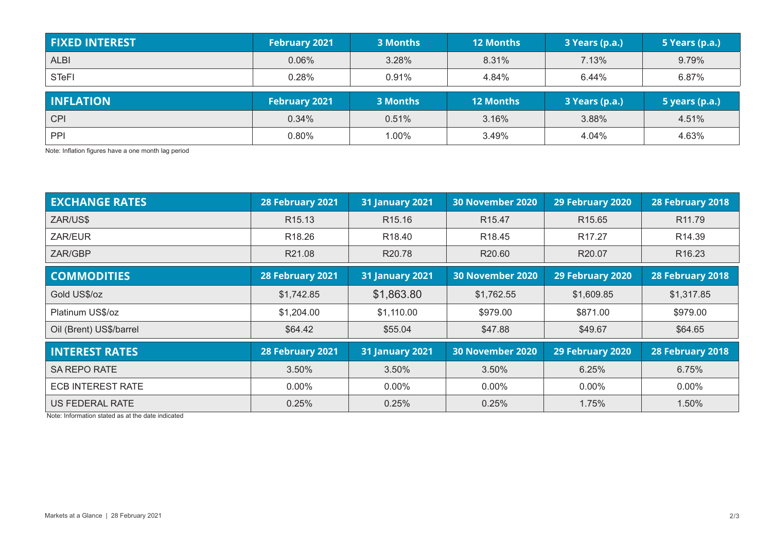| FIXED INTEREST | February 2021 | 3 Months | 12 Months | 3 Years (p.a.) | 5 Years (p.a.) |
|---|---|---|---|---|---|
| ALBI | 0.06% | 3.28% | 8.31% | 7.13% | 9.79% |
| STeFI | 0.28% | 0.91% | 4.84% | 6.44% | 6.87% |

| INFLATION | February 2021 | 3 Months | 12 Months | 3 Years (p.a.) | 5 years (p.a.) |
|---|---|---|---|---|---|
| CPI | 0.34% | 0.51% | 3.16% | 3.88% | 4.51% |
| PPI | 0.80% | 1.00% | 3.49% | 4.04% | 4.63% |

Note: Inflation figures have a one month lag period

| EXCHANGE RATES | 28 February 2021 | 31 January 2021 | 30 November 2020 | 29 February 2020 | 28 February 2018 |
|---|---|---|---|---|---|
| ZAR/US$ | R15.13 | R15.16 | R15.47 | R15.65 | R11.79 |
| ZAR/EUR | R18.26 | R18.40 | R18.45 | R17.27 | R14.39 |
| ZAR/GBP | R21.08 | R20.78 | R20.60 | R20.07 | R16.23 |

| COMMODITIES | 28 February 2021 | 31 January 2021 | 30 November 2020 | 29 February 2020 | 28 February 2018 |
|---|---|---|---|---|---|
| Gold US$/oz | $1,742.85 | $1,863.80 | $1,762.55 | $1,609.85 | $1,317.85 |
| Platinum US$/oz | $1,204.00 | $1,110.00 | $979.00 | $871.00 | $979.00 |
| Oil (Brent) US$/barrel | $64.42 | $55.04 | $47.88 | $49.67 | $64.65 |

| INTEREST RATES | 28 February 2021 | 31 January 2021 | 30 November 2020 | 29 February 2020 | 28 February 2018 |
|---|---|---|---|---|---|
| SA REPO RATE | 3.50% | 3.50% | 3.50% | 6.25% | 6.75% |
| ECB INTEREST RATE | 0.00% | 0.00% | 0.00% | 0.00% | 0.00% |
| US FEDERAL RATE | 0.25% | 0.25% | 0.25% | 1.75% | 1.50% |

Note: Information stated as at the date indicated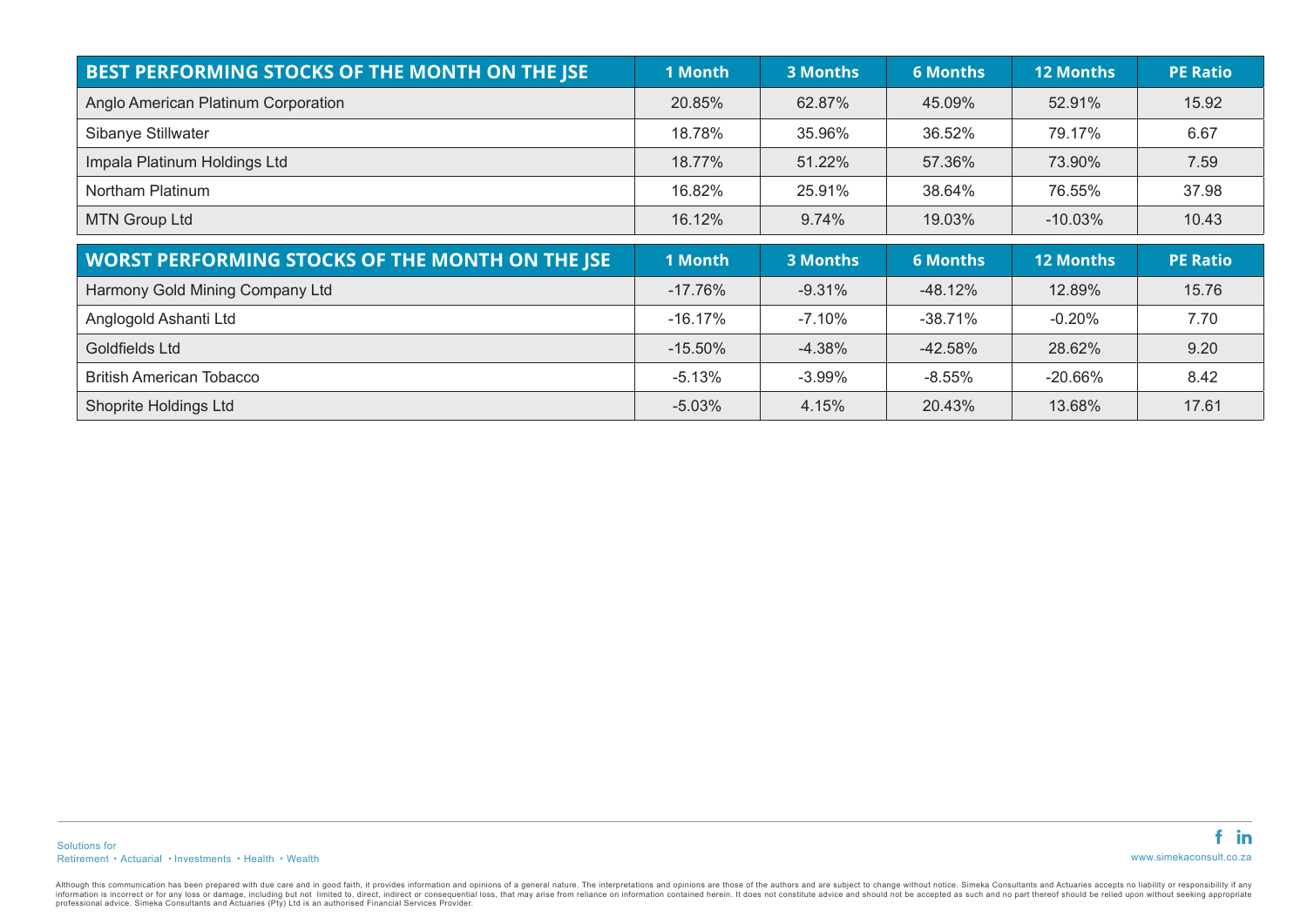| BEST PERFORMING STOCKS OF THE MONTH ON THE JSE | 1 Month | 3 Months | 6 Months | 12 Months | PE Ratio |
|---|---|---|---|---|---|
| Anglo American Platinum Corporation | 20.85% | 62.87% | 45.09% | 52.91% | 15.92 |
| Sibanye Stillwater | 18.78% | 35.96% | 36.52% | 79.17% | 6.67 |
| Impala Platinum Holdings Ltd | 18.77% | 51.22% | 57.36% | 73.90% | 7.59 |
| Northam Platinum | 16.82% | 25.91% | 38.64% | 76.55% | 37.98 |
| MTN Group Ltd | 16.12% | 9.74% | 19.03% | -10.03% | 10.43 |

| WORST PERFORMING STOCKS OF THE MONTH ON THE JSE | 1 Month | 3 Months | 6 Months | 12 Months | PE Ratio |
|---|---|---|---|---|---|
| Harmony Gold Mining Company Ltd | -17.76% | -9.31% | -48.12% | 12.89% | 15.76 |
| Anglogold Ashanti Ltd | -16.17% | -7.10% | -38.71% | -0.20% | 7.70 |
| Goldfields Ltd | -15.50% | -4.38% | -42.58% | 28.62% | 9.20 |
| British American Tobacco | -5.13% | -3.99% | -8.55% | -20.66% | 8.42 |
| Shoprite Holdings Ltd | -5.03% | 4.15% | 20.43% | 13.68% | 17.61 |

Solutions for
Retirement • Actuarial • Investments • Health • Wealth

www.simekaconsult.co.za

Although this communication has been prepared with due care and in good faith, it provides information and opinions of a general nature. The interpretations and opinions are those of the authors and are subject to change without notice. Simeka Consultants and Actuaries accepts no liability or responsibility if any information is incorrect or for any loss or damage, including but not limited to, direct, indirect or consequential loss, that may arise from reliance on information contained herein. It does not constitute advice and should not be accepted as such and no part thereof should be relied upon without seeking appropriate professional advice. Simeka Consultants and Actuaries (Pty) Ltd is an authorised Financial Services Provider.